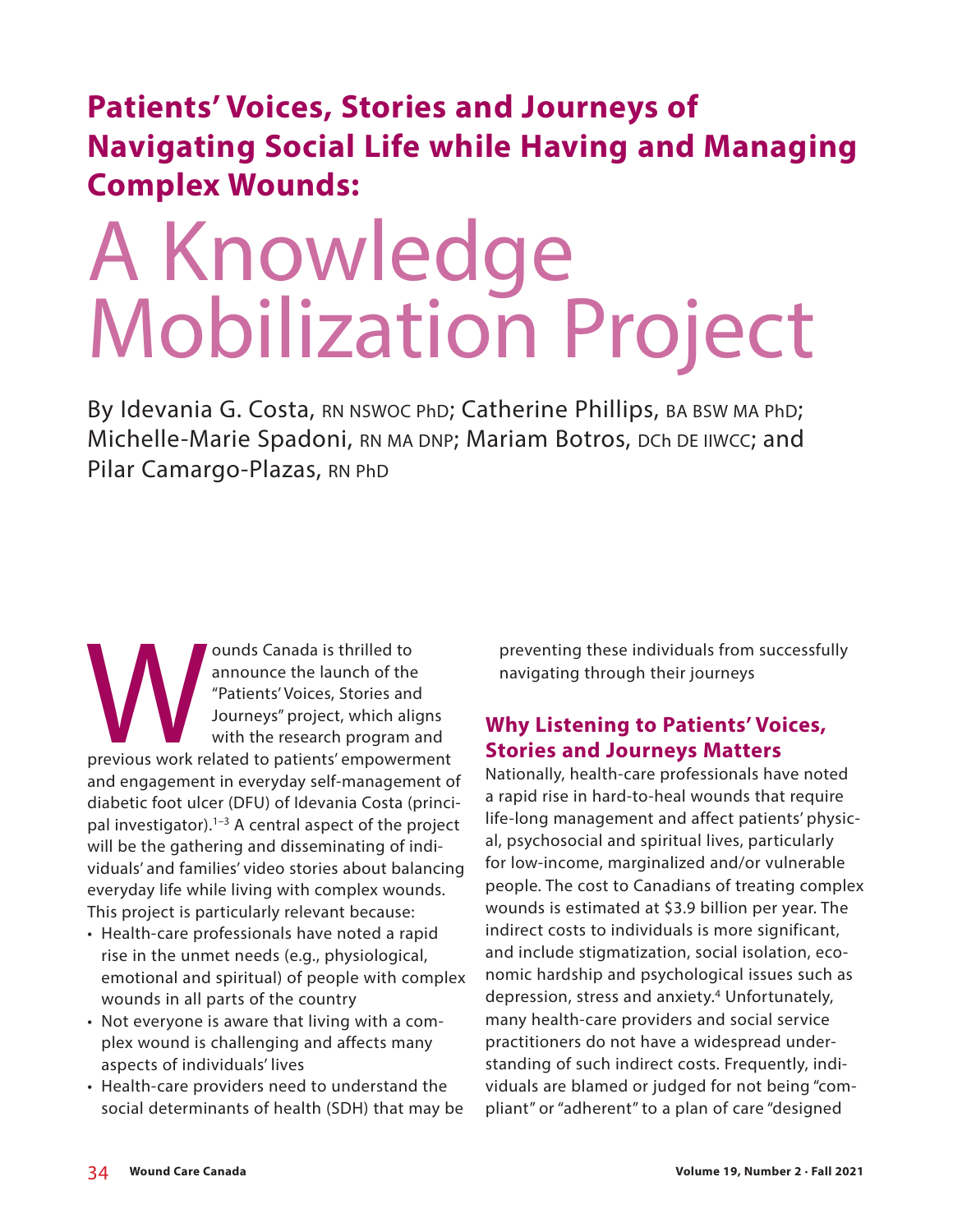# Patients' Voices, Stories and Journeys of Navigating Social Life while Having and Managing Complex Wounds:

# A Knowledge Mobilization Project

By Idevania G. Costa, RN NSWOC PhD; Catherine Phillips, BA BSW MA PhD; Michelle-Marie Spadoni, RN MA DNP; Mariam Botros, DCh DE IIWCC; and Pilar Camargo-Plazas, RN PhD

Wounds Canada is thrilled to announce the launch of the "Patients' Voices, Stories and Journeys" project, which aligns with the research program and previous work related to patients' empowerment and engagement in everyday self-management of diabetic foot ulcer (DFU) of Idevania Costa (principal investigator).[1–3] A central aspect of the project will be the gathering and disseminating of individuals' and families' video stories about balancing everyday life while living with complex wounds. This project is particularly relevant because:

- Health-care professionals have noted a rapid rise in the unmet needs (e.g., physiological, emotional and spiritual) of people with complex wounds in all parts of the country
- Not everyone is aware that living with a complex wound is challenging and affects many aspects of individuals' lives
- Health-care providers need to understand the social determinants of health (SDH) that may be preventing these individuals from successfully navigating through their journeys

## Why Listening to Patients' Voices, Stories and Journeys Matters

Nationally, health-care professionals have noted a rapid rise in hard-to-heal wounds that require life-long management and affect patients' physical, psychosocial and spiritual lives, particularly for low-income, marginalized and/or vulnerable people. The cost to Canadians of treating complex wounds is estimated at $3.9 billion per year. The indirect costs to individuals is more significant, and include stigmatization, social isolation, economic hardship and psychological issues such as depression, stress and anxiety.[4] Unfortunately, many health-care providers and social service practitioners do not have a widespread understanding of such indirect costs. Frequently, individuals are blamed or judged for not being "compliant" or "adherent" to a plan of care "designed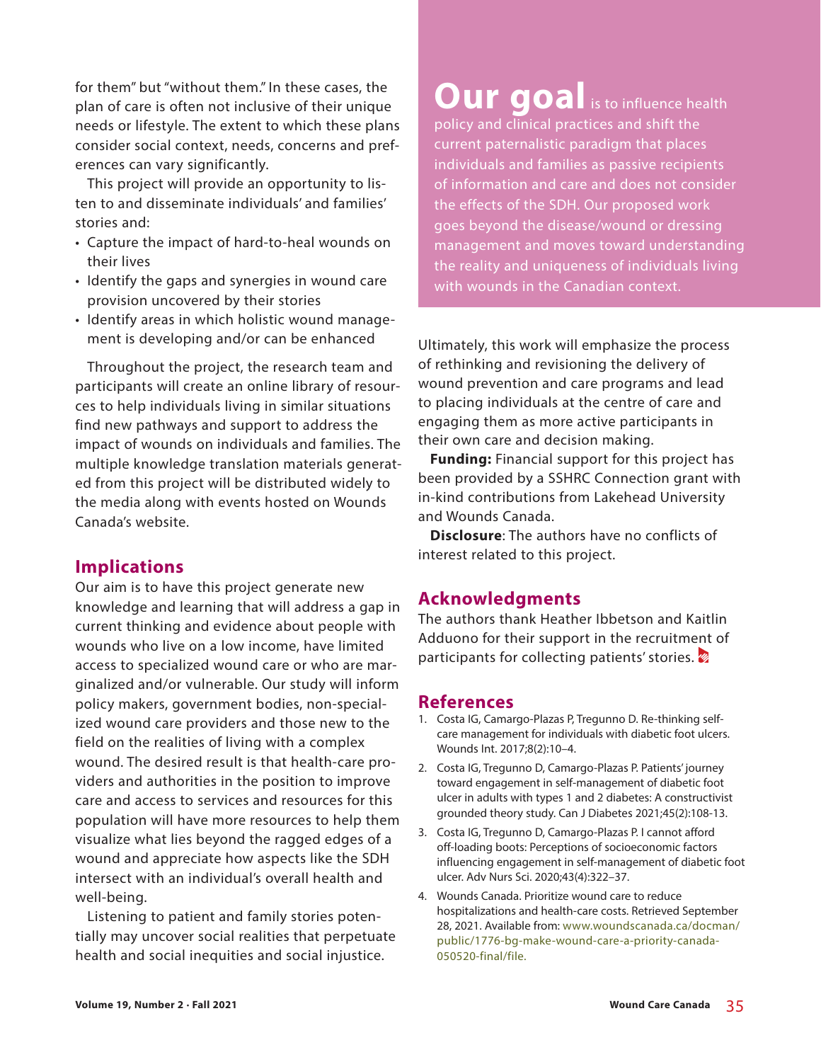for them" but "without them." In these cases, the plan of care is often not inclusive of their unique needs or lifestyle. The extent to which these plans consider social context, needs, concerns and preferences can vary significantly.

This project will provide an opportunity to listen to and disseminate individuals' and families' stories and:

- Capture the impact of hard-to-heal wounds on their lives
- Identify the gaps and synergies in wound care provision uncovered by their stories
- Identify areas in which holistic wound management is developing and/or can be enhanced

Throughout the project, the research team and participants will create an online library of resources to help individuals living in similar situations find new pathways and support to address the impact of wounds on individuals and families. The multiple knowledge translation materials generated from this project will be distributed widely to the media along with events hosted on Wounds Canada's website.

## Implications

Our aim is to have this project generate new knowledge and learning that will address a gap in current thinking and evidence about people with wounds who live on a low income, have limited access to specialized wound care or who are marginalized and/or vulnerable. Our study will inform policy makers, government bodies, non-specialized wound care providers and those new to the field on the realities of living with a complex wound. The desired result is that health-care providers and authorities in the position to improve care and access to services and resources for this population will have more resources to help them visualize what lies beyond the ragged edges of a wound and appreciate how aspects like the SDH intersect with an individual's overall health and well-being.

Listening to patient and family stories potentially may uncover social realities that perpetuate health and social inequities and social injustice.

**Our goal** is to influence health policy and clinical practices and shift the current paternalistic paradigm that places individuals and families as passive recipients of information and care and does not consider the effects of the SDH. Our proposed work goes beyond the disease/wound or dressing management and moves toward understanding the reality and uniqueness of individuals living with wounds in the Canadian context.

Ultimately, this work will emphasize the process of rethinking and revisioning the delivery of wound prevention and care programs and lead to placing individuals at the centre of care and engaging them as more active participants in their own care and decision making.

**Funding:** Financial support for this project has been provided by a SSHRC Connection grant with in-kind contributions from Lakehead University and Wounds Canada.

**Disclosure**: The authors have no conflicts of interest related to this project.

## Acknowledgments

The authors thank Heather Ibbetson and Kaitlin Adduono for their support in the recruitment of participants for collecting patients' stories.

## References

1. Costa IG, Camargo-Plazas P, Tregunno D. Re-thinking self-care management for individuals with diabetic foot ulcers. Wounds Int. 2017;8(2):10–4.
2. Costa IG, Tregunno D, Camargo-Plazas P. Patients' journey toward engagement in self-management of diabetic foot ulcer in adults with types 1 and 2 diabetes: A constructivist grounded theory study. Can J Diabetes 2021;45(2):108-13.
3. Costa IG, Tregunno D, Camargo-Plazas P. I cannot afford off-loading boots: Perceptions of socioeconomic factors influencing engagement in self-management of diabetic foot ulcer. Adv Nurs Sci. 2020;43(4):322–37.
4. Wounds Canada. Prioritize wound care to reduce hospitalizations and health-care costs. Retrieved September 28, 2021. Available from: www.woundscanada.ca/docman/public/1776-bg-make-wound-care-a-priority-canada-050520-final/file.